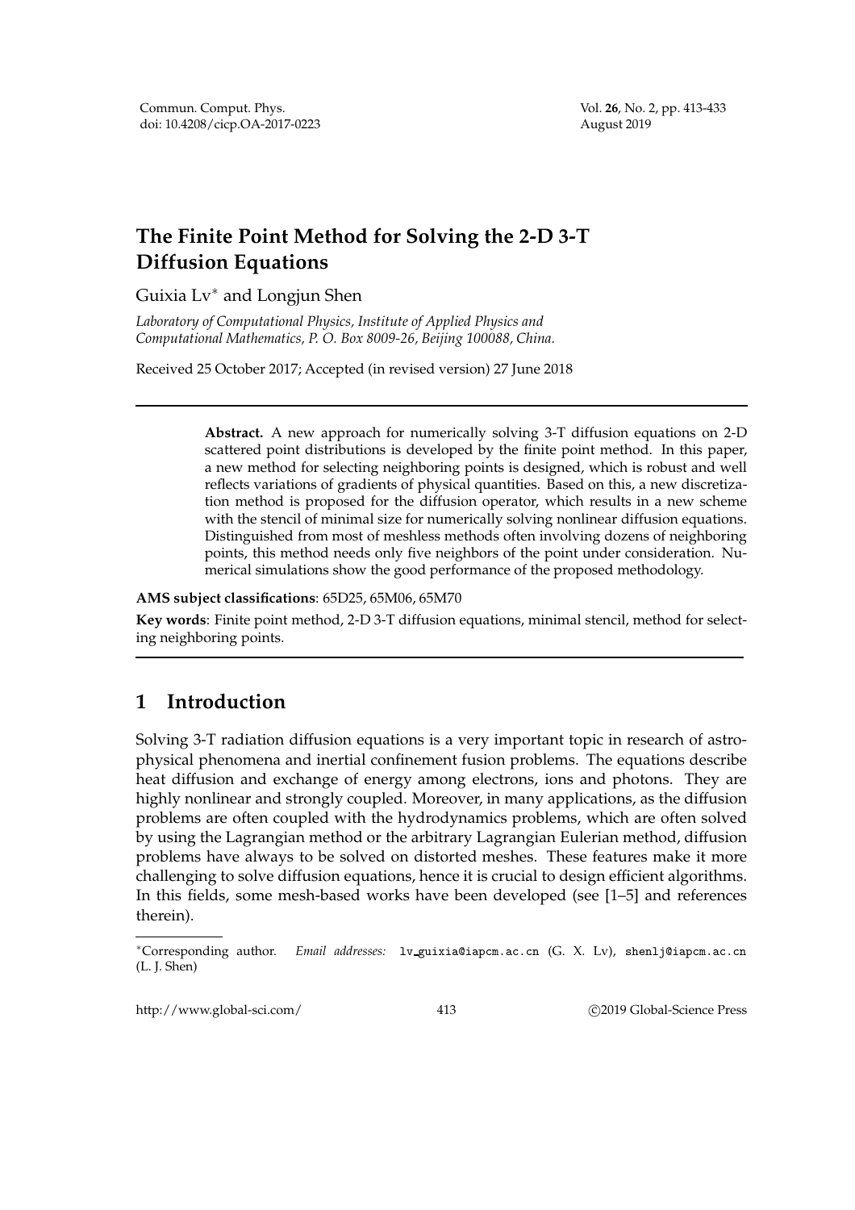# The Finite Point Method for Solving the 2-D 3-T Diffusion Equations

Guixia Lv[∗] and Longjun Shen

*Laboratory of Computational Physics, Institute of Applied Physics and Computational Mathematics, P. O. Box 8009-26, Beijing 100088, China.*

Received 25 October 2017; Accepted (in revised version) 27 June 2018

---

> **Abstract.** A new approach for numerically solving 3-T diffusion equations on 2-D scattered point distributions is developed by the finite point method. In this paper, a new method for selecting neighboring points is designed, which is robust and well reflects variations of gradients of physical quantities. Based on this, a new discretization method is proposed for the diffusion operator, which results in a new scheme with the stencil of minimal size for numerically solving nonlinear diffusion equations. Distinguished from most of meshless methods often involving dozens of neighboring points, this method needs only five neighbors of the point under consideration. Numerical simulations show the good performance of the proposed methodology.

**AMS subject classifications**: 65D25, 65M06, 65M70

**Key words**: Finite point method, 2-D 3-T diffusion equations, minimal stencil, method for selecting neighboring points.

---

## 1 Introduction

Solving 3-T radiation diffusion equations is a very important topic in research of astrophysical phenomena and inertial confinement fusion problems. The equations describe heat diffusion and exchange of energy among electrons, ions and photons. They are highly nonlinear and strongly coupled. Moreover, in many applications, as the diffusion problems are often coupled with the hydrodynamics problems, which are often solved by using the Lagrangian method or the arbitrary Lagrangian Eulerian method, diffusion problems have always to be solved on distorted meshes. These features make it more challenging to solve diffusion equations, hence it is crucial to design efficient algorithms. In this fields, some mesh-based works have been developed (see [1–5] and references therein).

---

∗Corresponding author. *Email addresses:* lv_guixia@iapcm.ac.cn (G. X. Lv), shenlj@iapcm.ac.cn (L. J. Shen)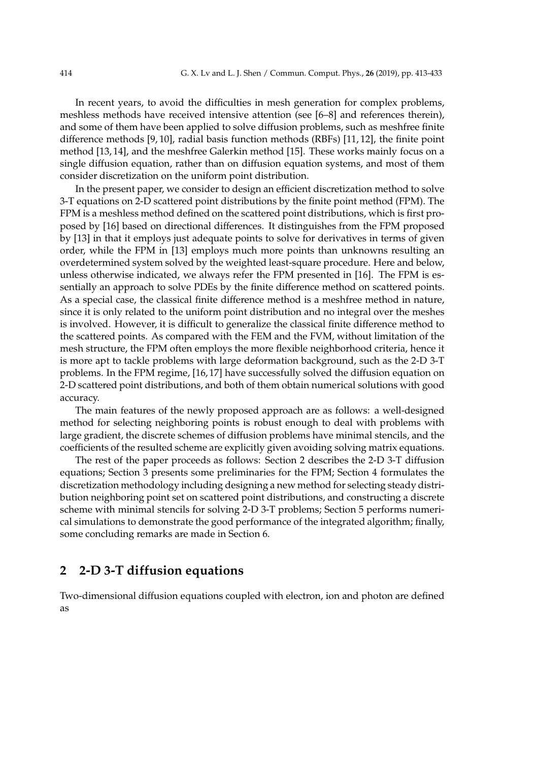In recent years, to avoid the difficulties in mesh generation for complex problems, meshless methods have received intensive attention (see [6–8] and references therein), and some of them have been applied to solve diffusion problems, such as meshfree finite difference methods [9, 10], radial basis function methods (RBFs) [11, 12], the finite point method [13, 14], and the meshfree Galerkin method [15]. These works mainly focus on a single diffusion equation, rather than on diffusion equation systems, and most of them consider discretization on the uniform point distribution.

In the present paper, we consider to design an efficient discretization method to solve 3-T equations on 2-D scattered point distributions by the finite point method (FPM). The FPM is a meshless method defined on the scattered point distributions, which is first proposed by [16] based on directional differences. It distinguishes from the FPM proposed by [13] in that it employs just adequate points to solve for derivatives in terms of given order, while the FPM in [13] employs much more points than unknowns resulting an overdetermined system solved by the weighted least-square procedure. Here and below, unless otherwise indicated, we always refer the FPM presented in [16]. The FPM is essentially an approach to solve PDEs by the finite difference method on scattered points. As a special case, the classical finite difference method is a meshfree method in nature, since it is only related to the uniform point distribution and no integral over the meshes is involved. However, it is difficult to generalize the classical finite difference method to the scattered points. As compared with the FEM and the FVM, without limitation of the mesh structure, the FPM often employs the more flexible neighborhood criteria, hence it is more apt to tackle problems with large deformation background, such as the 2-D 3-T problems. In the FPM regime, [16, 17] have successfully solved the diffusion equation on 2-D scattered point distributions, and both of them obtain numerical solutions with good accuracy.

The main features of the newly proposed approach are as follows: a well-designed method for selecting neighboring points is robust enough to deal with problems with large gradient, the discrete schemes of diffusion problems have minimal stencils, and the coefficients of the resulted scheme are explicitly given avoiding solving matrix equations.

The rest of the paper proceeds as follows: Section 2 describes the 2-D 3-T diffusion equations; Section 3 presents some preliminaries for the FPM; Section 4 formulates the discretization methodology including designing a new method for selecting steady distribution neighboring point set on scattered point distributions, and constructing a discrete scheme with minimal stencils for solving 2-D 3-T problems; Section 5 performs numerical simulations to demonstrate the good performance of the integrated algorithm; finally, some concluding remarks are made in Section 6.

## 2 2-D 3-T diffusion equations

Two-dimensional diffusion equations coupled with electron, ion and photon are defined as